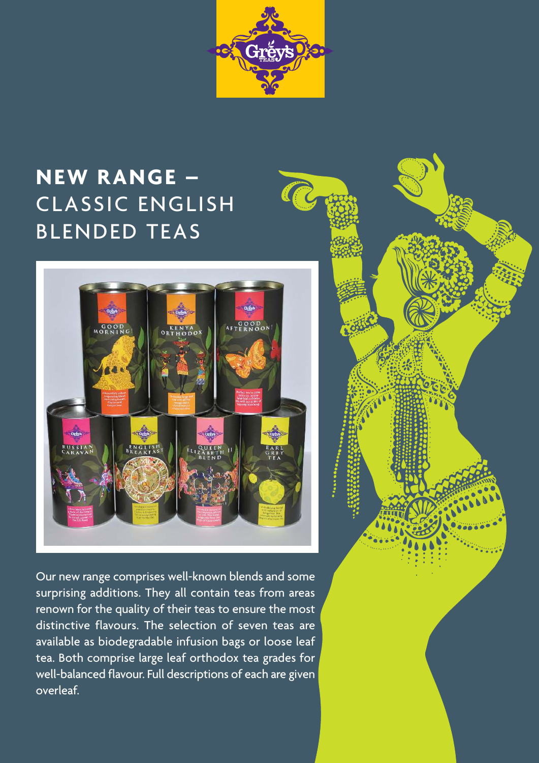# NEW RANGE – CLASSIC ENGLISH BLENDED TEAS

Our new range comprises well-known blends and some surprising additions. They all contain teas from areas renown for the quality of their teas to ensure the most distinctive flavours. The selection of seven teas are available as biodegradable infusion bags or loose leaf tea. Both comprise large leaf orthodox tea grades for well-balanced flavour. Full descriptions of each are given overleaf.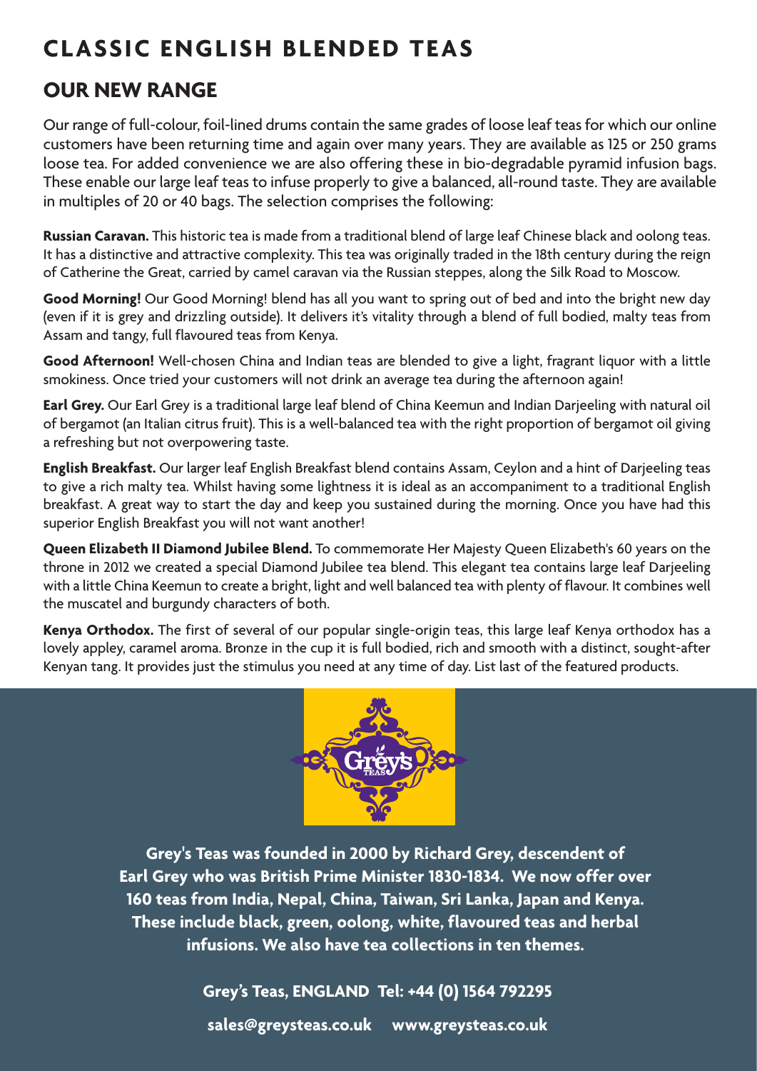# CLASSIC ENGLISH BLENDED TEAS

## OUR NEW RANGE

Our range of full-colour, foil-lined drums contain the same grades of loose leaf teas for which our online customers have been returning time and again over many years. They are available as 125 or 250 grams loose tea. For added convenience we are also offering these in bio-degradable pyramid infusion bags. These enable our large leaf teas to infuse properly to give a balanced, all-round taste. They are available in multiples of 20 or 40 bags. The selection comprises the following:

**Russian Caravan.** This historic tea is made from a traditional blend of large leaf Chinese black and oolong teas. It has a distinctive and attractive complexity. This tea was originally traded in the 18th century during the reign of Catherine the Great, carried by camel caravan via the Russian steppes, along the Silk Road to Moscow.

**Good Morning!** Our Good Morning! blend has all you want to spring out of bed and into the bright new day (even if it is grey and drizzling outside). It delivers it's vitality through a blend of full bodied, malty teas from Assam and tangy, full flavoured teas from Kenya.

**Good Afternoon!** Well-chosen China and Indian teas are blended to give a light, fragrant liquor with a little smokiness. Once tried your customers will not drink an average tea during the afternoon again!

**Earl Grey.** Our Earl Grey is a traditional large leaf blend of China Keemun and Indian Darjeeling with natural oil of bergamot (an Italian citrus fruit). This is a well-balanced tea with the right proportion of bergamot oil giving a refreshing but not overpowering taste.

**English Breakfast.** Our larger leaf English Breakfast blend contains Assam, Ceylon and a hint of Darjeeling teas to give a rich malty tea. Whilst having some lightness it is ideal as an accompaniment to a traditional English breakfast. A great way to start the day and keep you sustained during the morning. Once you have had this superior English Breakfast you will not want another!

**Queen Elizabeth II Diamond Jubilee Blend.** To commemorate Her Majesty Queen Elizabeth's 60 years on the throne in 2012 we created a special Diamond Jubilee tea blend. This elegant tea contains large leaf Darjeeling with a little China Keemun to create a bright, light and well balanced tea with plenty of flavour. It combines well the muscatel and burgundy characters of both.

**Kenya Orthodox.** The first of several of our popular single-origin teas, this large leaf Kenya orthodox has a lovely appley, caramel aroma. Bronze in the cup it is full bodied, rich and smooth with a distinct, sought-after Kenyan tang. It provides just the stimulus you need at any time of day. List last of the featured products.

**Grey's Teas was founded in 2000 by Richard Grey, descendent of Earl Grey who was British Prime Minister 1830-1834. We now offer over 160 teas from India, Nepal, China, Taiwan, Sri Lanka, Japan and Kenya. These include black, green, oolong, white, flavoured teas and herbal infusions. We also have tea collections in ten themes.**

**Grey's Teas, ENGLAND Tel: +44 (0) 1564 792295**

**sales@greysteas.co.uk www.greysteas.co.uk**